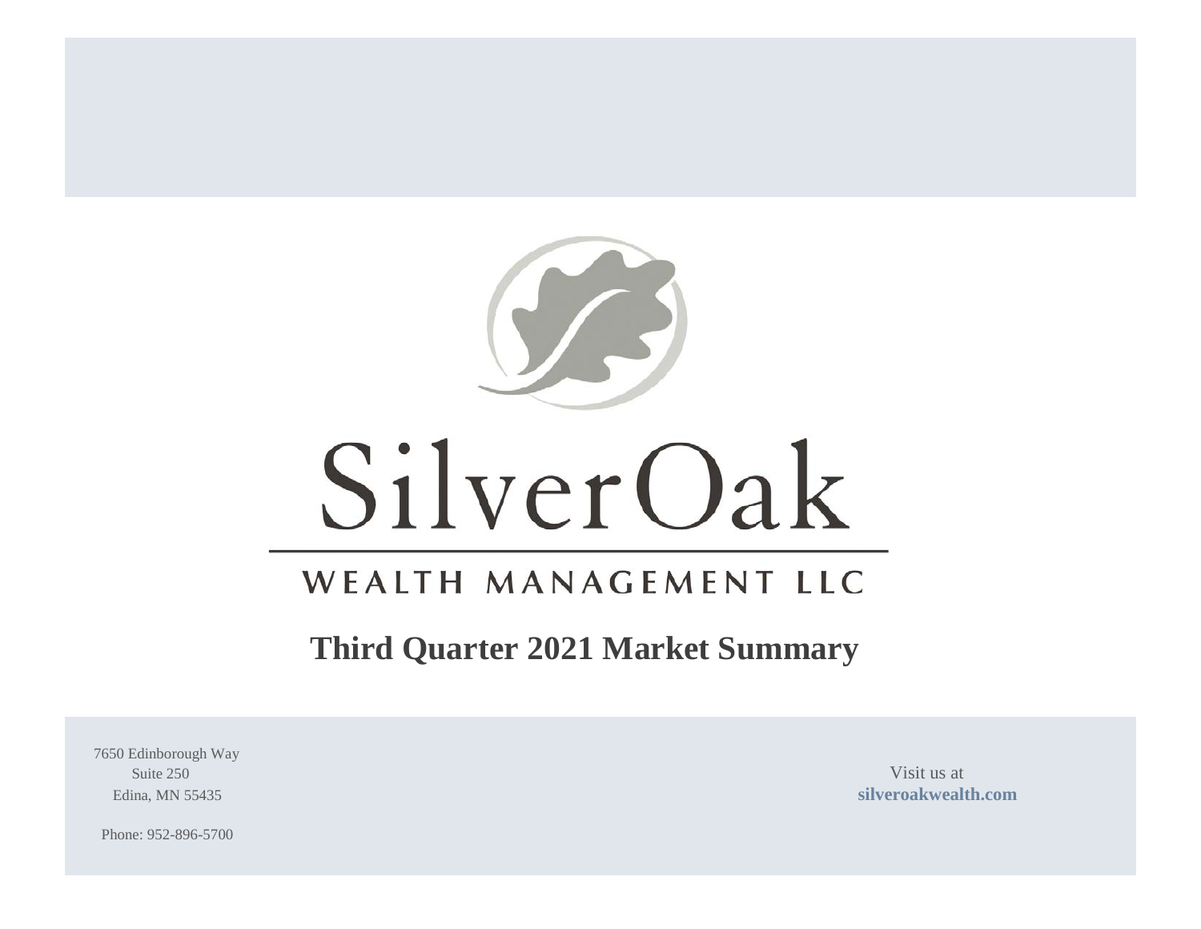# SilverOak

## WEALTH MANAGEMENT LLC

## Third Quarter 2021 Market Summary

7650 Edinborough Way
Suite 250
Edina, MN 55435

Phone: 952-896-5700

Visit us at
**silveroakwealth.com**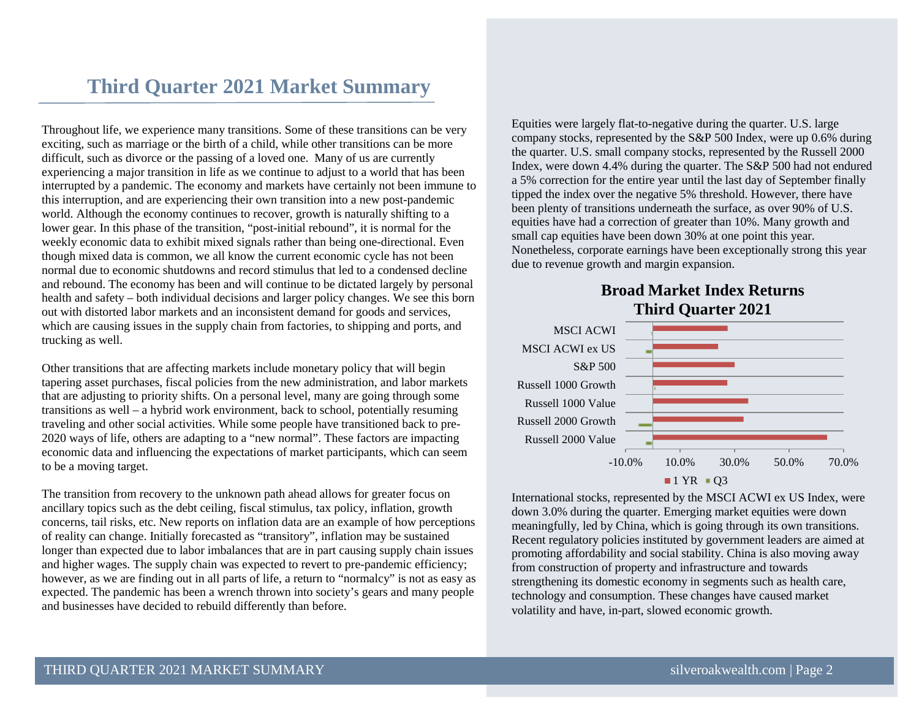# Third Quarter 2021 Market Summary

Throughout life, we experience many transitions. Some of these transitions can be very exciting, such as marriage or the birth of a child, while other transitions can be more difficult, such as divorce or the passing of a loved one.  Many of us are currently experiencing a major transition in life as we continue to adjust to a world that has been interrupted by a pandemic. The economy and markets have certainly not been immune to this interruption, and are experiencing their own transition into a new post-pandemic world. Although the economy continues to recover, growth is naturally shifting to a lower gear. In this phase of the transition, "post-initial rebound", it is normal for the weekly economic data to exhibit mixed signals rather than being one-directional. Even though mixed data is common, we all know the current economic cycle has not been normal due to economic shutdowns and record stimulus that led to a condensed decline and rebound. The economy has been and will continue to be dictated largely by personal health and safety – both individual decisions and larger policy changes. We see this born out with distorted labor markets and an inconsistent demand for goods and services, which are causing issues in the supply chain from factories, to shipping and ports, and trucking as well.

Other transitions that are affecting markets include monetary policy that will begin tapering asset purchases, fiscal policies from the new administration, and labor markets that are adjusting to priority shifts. On a personal level, many are going through some transitions as well – a hybrid work environment, back to school, potentially resuming traveling and other social activities. While some people have transitioned back to pre-2020 ways of life, others are adapting to a "new normal". These factors are impacting economic data and influencing the expectations of market participants, which can seem to be a moving target.

The transition from recovery to the unknown path ahead allows for greater focus on ancillary topics such as the debt ceiling, fiscal stimulus, tax policy, inflation, growth concerns, tail risks, etc. New reports on inflation data are an example of how perceptions of reality can change. Initially forecasted as "transitory", inflation may be sustained longer than expected due to labor imbalances that are in part causing supply chain issues and higher wages. The supply chain was expected to revert to pre-pandemic efficiency; however, as we are finding out in all parts of life, a return to "normalcy" is not as easy as expected. The pandemic has been a wrench thrown into society's gears and many people and businesses have decided to rebuild differently than before.

Equities were largely flat-to-negative during the quarter. U.S. large company stocks, represented by the S&P 500 Index, were up 0.6% during the quarter. U.S. small company stocks, represented by the Russell 2000 Index, were down 4.4% during the quarter. The S&P 500 had not endured a 5% correction for the entire year until the last day of September finally tipped the index over the negative 5% threshold. However, there have been plenty of transitions underneath the surface, as over 90% of U.S. equities have had a correction of greater than 10%. Many growth and small cap equities have been down 30% at one point this year. Nonetheless, corporate earnings have been exceptionally strong this year due to revenue growth and margin expansion.

**Broad Market Index Returns**
**Third Quarter 2021**

(Bar chart: 1 YR and Q3 returns for MSCI ACWI, MSCI ACWI ex US, S&P 500, Russell 1000 Growth, Russell 1000 Value, Russell 2000 Growth, Russell 2000 Value; axis from -10.0% to 70.0%)

International stocks, represented by the MSCI ACWI ex US Index, were down 3.0% during the quarter. Emerging market equities were down meaningfully, led by China, which is going through its own transitions. Recent regulatory policies instituted by government leaders are aimed at promoting affordability and social stability. China is also moving away from construction of property and infrastructure and towards strengthening its domestic economy in segments such as health care, technology and consumption. These changes have caused market volatility and have, in-part, slowed economic growth.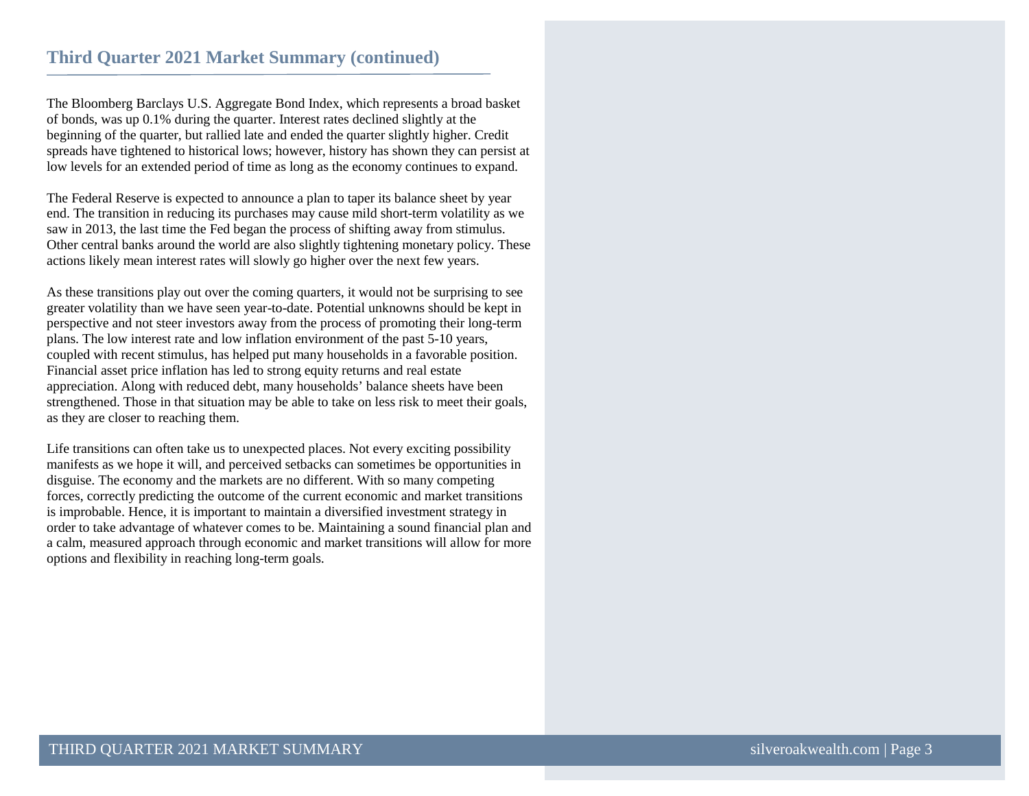## Third Quarter 2021 Market Summary (continued)

The Bloomberg Barclays U.S. Aggregate Bond Index, which represents a broad basket of bonds, was up 0.1% during the quarter. Interest rates declined slightly at the beginning of the quarter, but rallied late and ended the quarter slightly higher. Credit spreads have tightened to historical lows; however, history has shown they can persist at low levels for an extended period of time as long as the economy continues to expand.

The Federal Reserve is expected to announce a plan to taper its balance sheet by year end. The transition in reducing its purchases may cause mild short-term volatility as we saw in 2013, the last time the Fed began the process of shifting away from stimulus. Other central banks around the world are also slightly tightening monetary policy. These actions likely mean interest rates will slowly go higher over the next few years.

As these transitions play out over the coming quarters, it would not be surprising to see greater volatility than we have seen year-to-date. Potential unknowns should be kept in perspective and not steer investors away from the process of promoting their long-term plans. The low interest rate and low inflation environment of the past 5-10 years, coupled with recent stimulus, has helped put many households in a favorable position. Financial asset price inflation has led to strong equity returns and real estate appreciation. Along with reduced debt, many households' balance sheets have been strengthened. Those in that situation may be able to take on less risk to meet their goals, as they are closer to reaching them.

Life transitions can often take us to unexpected places. Not every exciting possibility manifests as we hope it will, and perceived setbacks can sometimes be opportunities in disguise. The economy and the markets are no different. With so many competing forces, correctly predicting the outcome of the current economic and market transitions is improbable. Hence, it is important to maintain a diversified investment strategy in order to take advantage of whatever comes to be. Maintaining a sound financial plan and a calm, measured approach through economic and market transitions will allow for more options and flexibility in reaching long-term goals.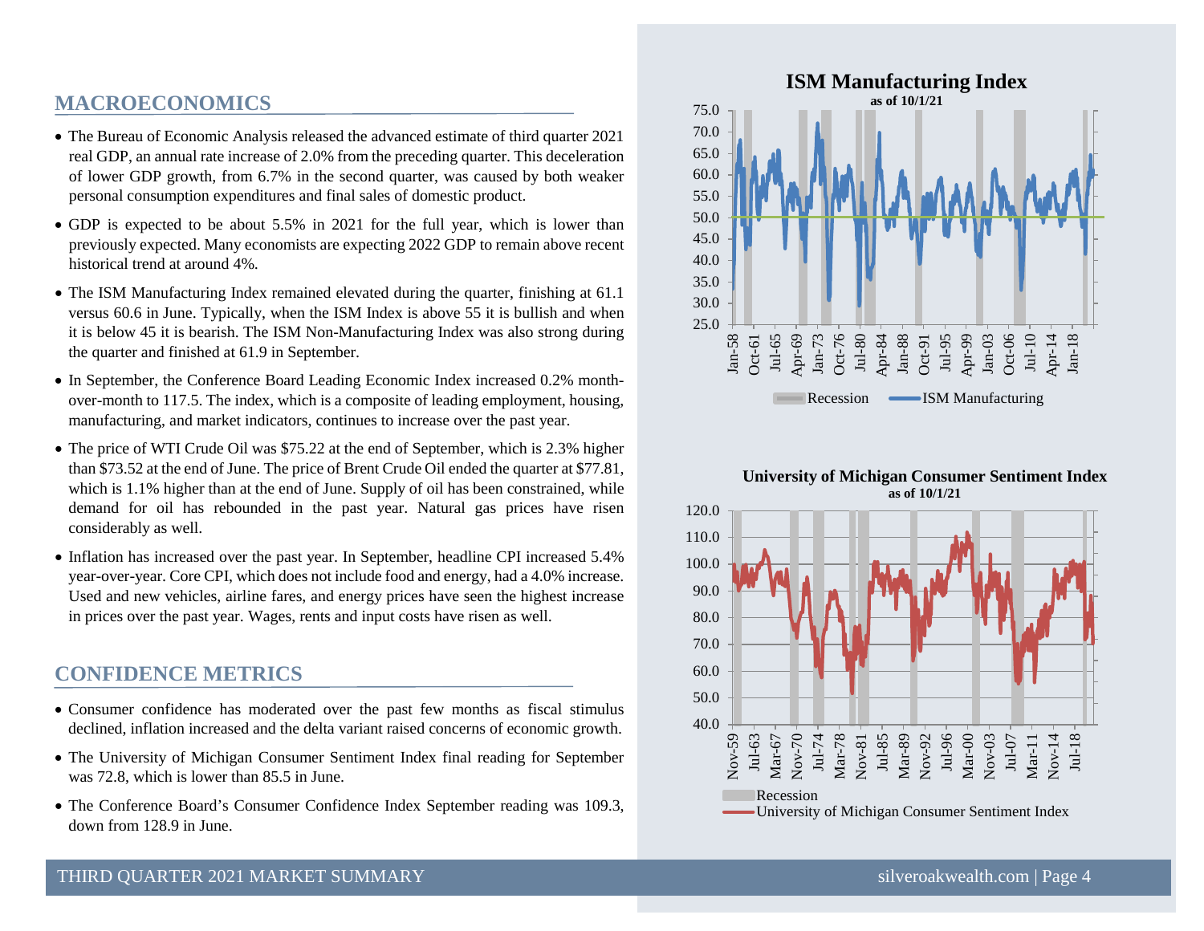## MACROECONOMICS

- The Bureau of Economic Analysis released the advanced estimate of third quarter 2021 real GDP, an annual rate increase of 2.0% from the preceding quarter. This deceleration of lower GDP growth, from 6.7% in the second quarter, was caused by both weaker personal consumption expenditures and final sales of domestic product.
- GDP is expected to be about 5.5% in 2021 for the full year, which is lower than previously expected. Many economists are expecting 2022 GDP to remain above recent historical trend at around 4%.
- The ISM Manufacturing Index remained elevated during the quarter, finishing at 61.1 versus 60.6 in June. Typically, when the ISM Index is above 55 it is bullish and when it is below 45 it is bearish. The ISM Non-Manufacturing Index was also strong during the quarter and finished at 61.9 in September.
- In September, the Conference Board Leading Economic Index increased 0.2% month-over-month to 117.5. The index, which is a composite of leading employment, housing, manufacturing, and market indicators, continues to increase over the past year.
- The price of WTI Crude Oil was $75.22 at the end of September, which is 2.3% higher than $73.52 at the end of June. The price of Brent Crude Oil ended the quarter at $77.81, which is 1.1% higher than at the end of June. Supply of oil has been constrained, while demand for oil has rebounded in the past year. Natural gas prices have risen considerably as well.
- Inflation has increased over the past year. In September, headline CPI increased 5.4% year-over-year. Core CPI, which does not include food and energy, had a 4.0% increase. Used and new vehicles, airline fares, and energy prices have seen the highest increase in prices over the past year. Wages, rents and input costs have risen as well.

## CONFIDENCE METRICS

- Consumer confidence has moderated over the past few months as fiscal stimulus declined, inflation increased and the delta variant raised concerns of economic growth.
- The University of Michigan Consumer Sentiment Index final reading for September was 72.8, which is lower than 85.5 in June.
- The Conference Board's Consumer Confidence Index September reading was 109.3, down from 128.9 in June.

**ISM Manufacturing Index**
as of 10/1/21

Recession — ISM Manufacturing

**University of Michigan Consumer Sentiment Index**
as of 10/1/21

Recession — University of Michigan Consumer Sentiment Index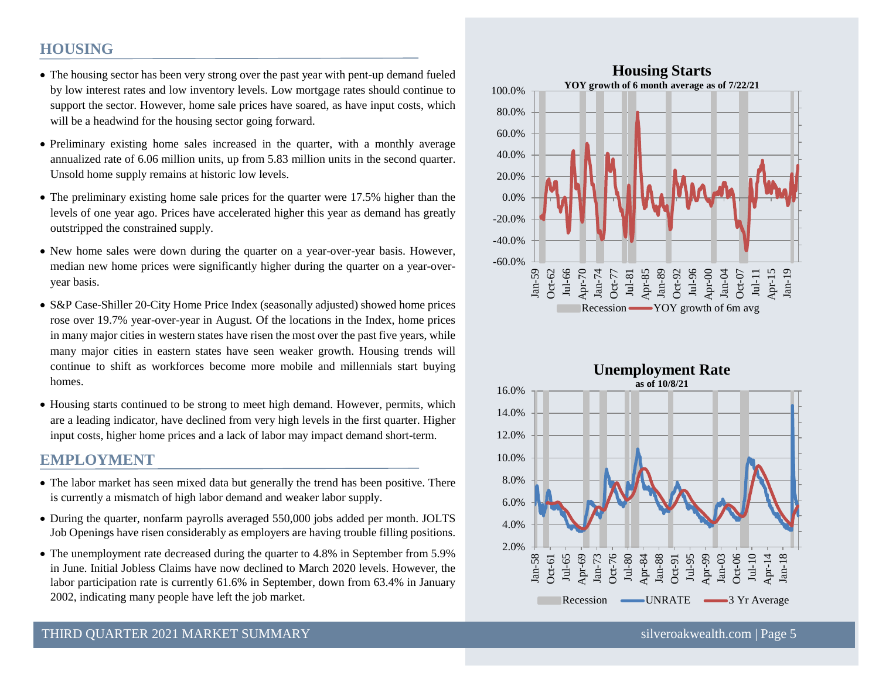## HOUSING

- The housing sector has been very strong over the past year with pent-up demand fueled by low interest rates and low inventory levels. Low mortgage rates should continue to support the sector. However, home sale prices have soared, as have input costs, which will be a headwind for the housing sector going forward.
- Preliminary existing home sales increased in the quarter, with a monthly average annualized rate of 6.06 million units, up from 5.83 million units in the second quarter. Unsold home supply remains at historic low levels.
- The preliminary existing home sale prices for the quarter were 17.5% higher than the levels of one year ago. Prices have accelerated higher this year as demand has greatly outstripped the constrained supply.
- New home sales were down during the quarter on a year-over-year basis. However, median new home prices were significantly higher during the quarter on a year-over-year basis.
- S&P Case-Shiller 20-City Home Price Index (seasonally adjusted) showed home prices rose over 19.7% year-over-year in August. Of the locations in the Index, home prices in many major cities in western states have risen the most over the past five years, while many major cities in eastern states have seen weaker growth. Housing trends will continue to shift as workforces become more mobile and millennials start buying homes.
- Housing starts continued to be strong to meet high demand. However, permits, which are a leading indicator, have declined from very high levels in the first quarter. Higher input costs, higher home prices and a lack of labor may impact demand short-term.

## EMPLOYMENT

- The labor market has seen mixed data but generally the trend has been positive. There is currently a mismatch of high labor demand and weaker labor supply.
- During the quarter, nonfarm payrolls averaged 550,000 jobs added per month. JOLTS Job Openings have risen considerably as employers are having trouble filling positions.
- The unemployment rate decreased during the quarter to 4.8% in September from 5.9% in June. Initial Jobless Claims have now declined to March 2020 levels. However, the labor participation rate is currently 61.6% in September, down from 63.4% in January 2002, indicating many people have left the job market.

**Housing Starts**
YOY growth of 6 month average as of 7/22/21

Recession — YOY growth of 6m avg

**Unemployment Rate**
as of 10/8/21

Recession — UNRATE — 3 Yr Average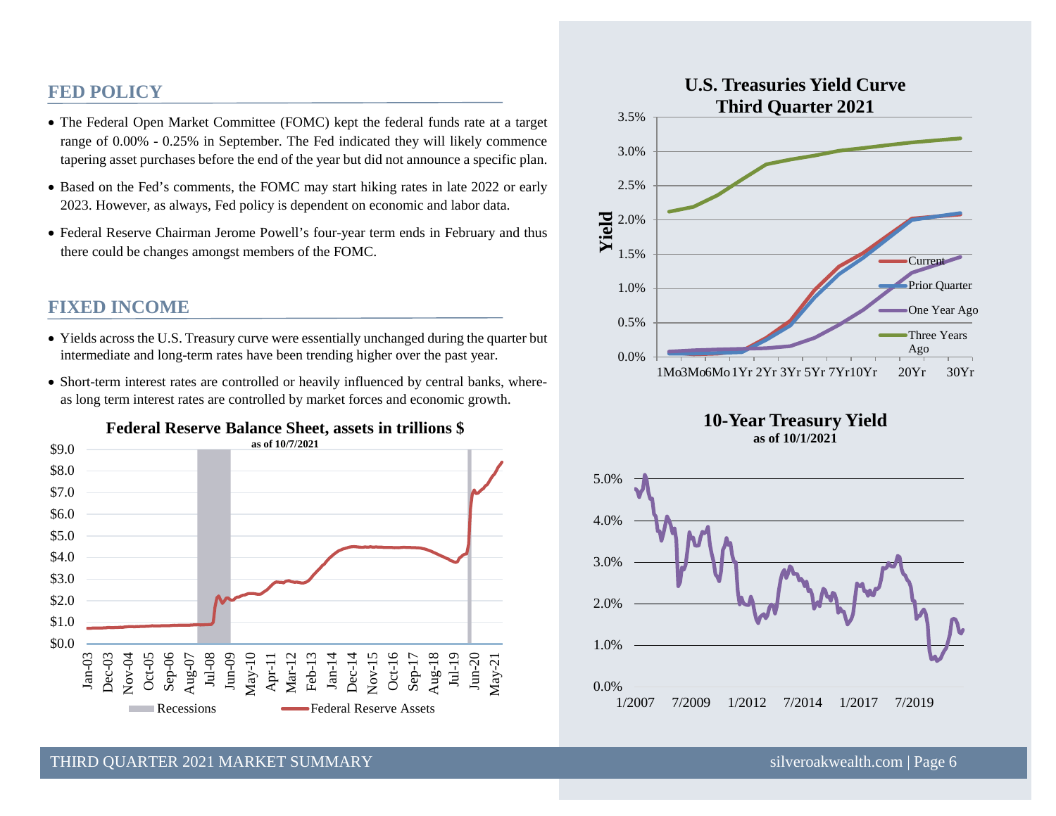## FED POLICY

- The Federal Open Market Committee (FOMC) kept the federal funds rate at a target range of 0.00% - 0.25% in September. The Fed indicated they will likely commence tapering asset purchases before the end of the year but did not announce a specific plan.
- Based on the Fed's comments, the FOMC may start hiking rates in late 2022 or early 2023. However, as always, Fed policy is dependent on economic and labor data.
- Federal Reserve Chairman Jerome Powell's four-year term ends in February and thus there could be changes amongst members of the FOMC.

## FIXED INCOME

- Yields across the U.S. Treasury curve were essentially unchanged during the quarter but intermediate and long-term rates have been trending higher over the past year.
- Short-term interest rates are controlled or heavily influenced by central banks, whereas long term interest rates are controlled by market forces and economic growth.

**Federal Reserve Balance Sheet, assets in trillions $**
as of 10/7/2021

**U.S. Treasuries Yield Curve Third Quarter 2021**

**10-Year Treasury Yield**
as of 10/1/2021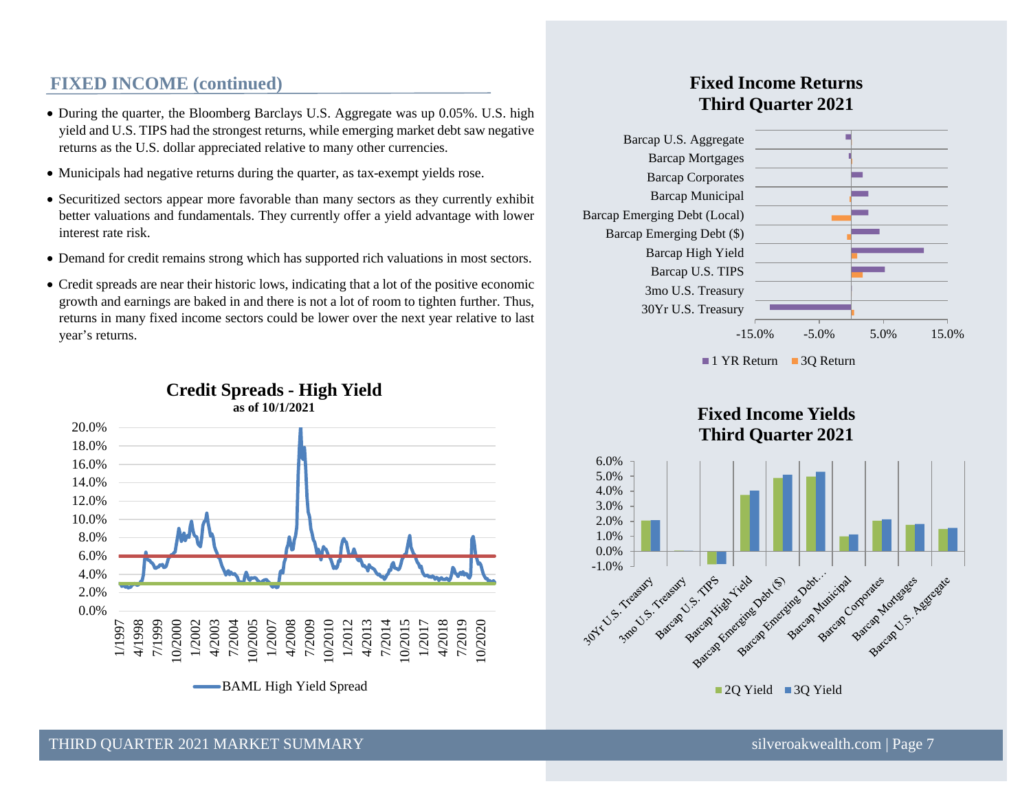## FIXED INCOME (continued)

- During the quarter, the Bloomberg Barclays U.S. Aggregate was up 0.05%. U.S. high yield and U.S. TIPS had the strongest returns, while emerging market debt saw negative returns as the U.S. dollar appreciated relative to many other currencies.
- Municipals had negative returns during the quarter, as tax-exempt yields rose.
- Securitized sectors appear more favorable than many sectors as they currently exhibit better valuations and fundamentals. They currently offer a yield advantage with lower interest rate risk.
- Demand for credit remains strong which has supported rich valuations in most sectors.
- Credit spreads are near their historic lows, indicating that a lot of the positive economic growth and earnings are baked in and there is not a lot of room to tighten further. Thus, returns in many fixed income sectors could be lower over the next year relative to last year's returns.

**Credit Spreads - High Yield**
**as of 10/1/2021**

BAML High Yield Spread

**Fixed Income Returns**
**Third Quarter 2021**

1 YR Return | 3Q Return

**Fixed Income Yields**
**Third Quarter 2021**

2Q Yield | 3Q Yield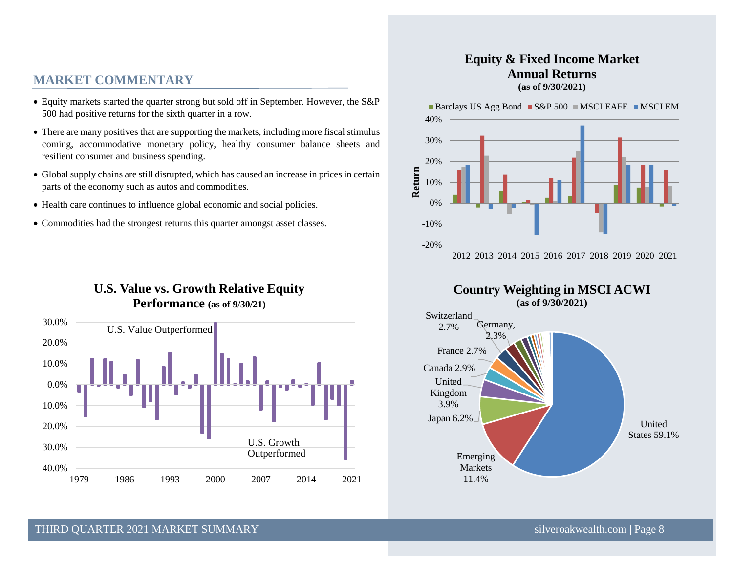## MARKET COMMENTARY

- Equity markets started the quarter strong but sold off in September. However, the S&P 500 had positive returns for the sixth quarter in a row.
- There are many positives that are supporting the markets, including more fiscal stimulus coming, accommodative monetary policy, healthy consumer balance sheets and resilient consumer and business spending.
- Global supply chains are still disrupted, which has caused an increase in prices in certain parts of the economy such as autos and commodities.
- Health care continues to influence global economic and social policies.
- Commodities had the strongest returns this quarter amongst asset classes.

### Equity & Fixed Income Market Annual Returns (as of 9/30/2021)

Legend: Barclays US Agg Bond, S&P 500, MSCI EAFE, MSCI EM

Return axis: -20% to 40%; Years: 2012 2013 2014 2015 2016 2017 2018 2019 2020 2021

### U.S. Value vs. Growth Relative Equity Performance (as of 9/30/21)

U.S. Value Outperformed

U.S. Growth Outperformed

Axis: 30.0% to 40.0%; Years: 1979 1986 1993 2000 2007 2014 2021

### Country Weighting in MSCI ACWI (as of 9/30/2021)

- United States 59.1%
- Emerging Markets 11.4%
- Japan 6.2%
- United Kingdom 3.9%
- Canada 2.9%
- France 2.7%
- Switzerland 2.7%
- Germany, 2.3%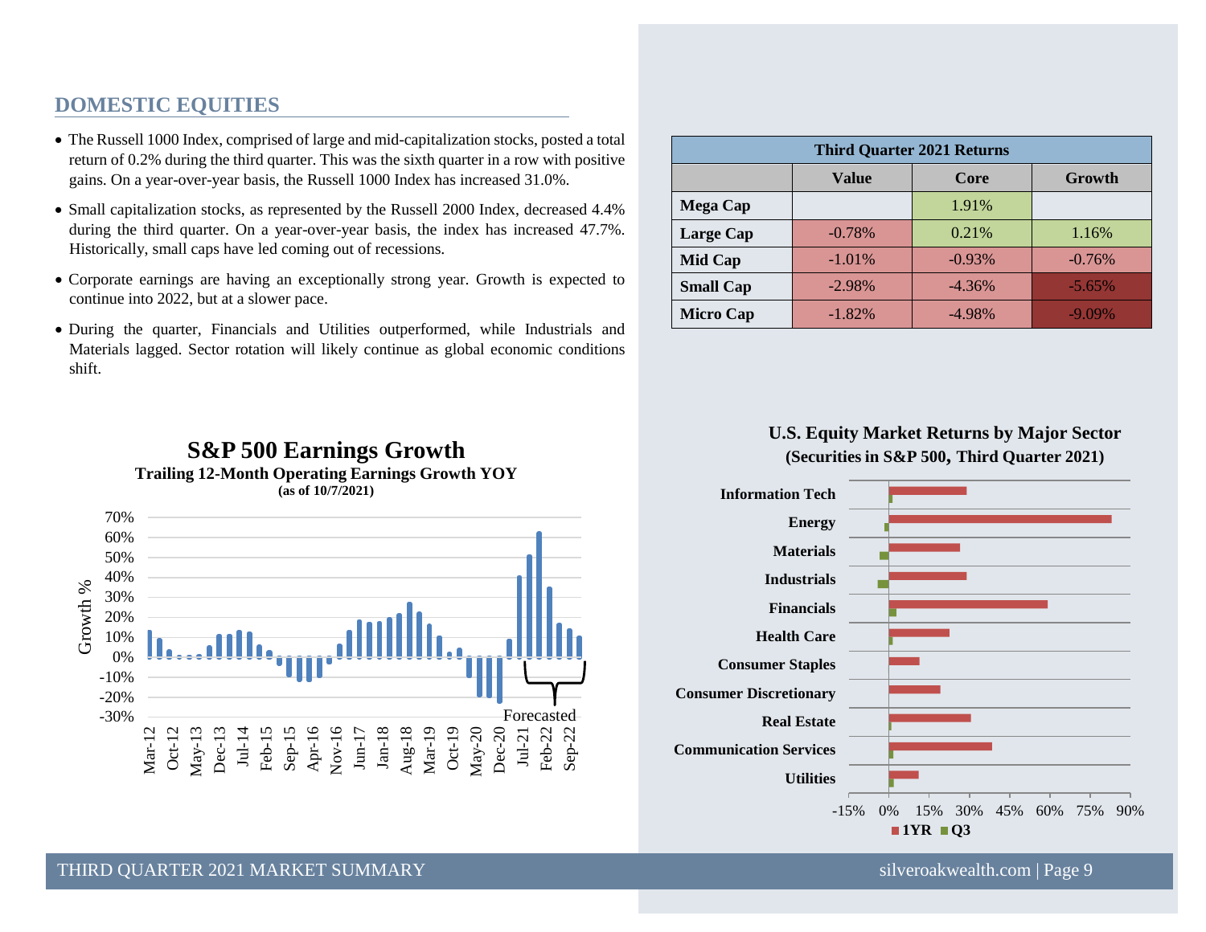## DOMESTIC EQUITIES

- The Russell 1000 Index, comprised of large and mid-capitalization stocks, posted a total return of 0.2% during the third quarter. This was the sixth quarter in a row with positive gains. On a year-over-year basis, the Russell 1000 Index has increased 31.0%.
- Small capitalization stocks, as represented by the Russell 2000 Index, decreased 4.4% during the third quarter. On a year-over-year basis, the index has increased 47.7%. Historically, small caps have led coming out of recessions.
- Corporate earnings are having an exceptionally strong year. Growth is expected to continue into 2022, but at a slower pace.
- During the quarter, Financials and Utilities outperformed, while Industrials and Materials lagged. Sector rotation will likely continue as global economic conditions shift.

| Third Quarter 2021 Returns | | | |
|---|---|---|---|
| | Value | Core | Growth |
| Mega Cap | | 1.91% | |
| Large Cap | -0.78% | 0.21% | 1.16% |
| Mid Cap | -1.01% | -0.93% | -0.76% |
| Small Cap | -2.98% | -4.36% | -5.65% |
| Micro Cap | -1.82% | -4.98% | -9.09% |

**S&P 500 Earnings Growth**

**Trailing 12-Month Operating Earnings Growth YOY**
**(as of 10/7/2021)**

**U.S. Equity Market Returns by Major Sector**
**(Securities in S&P 500, Third Quarter 2021)**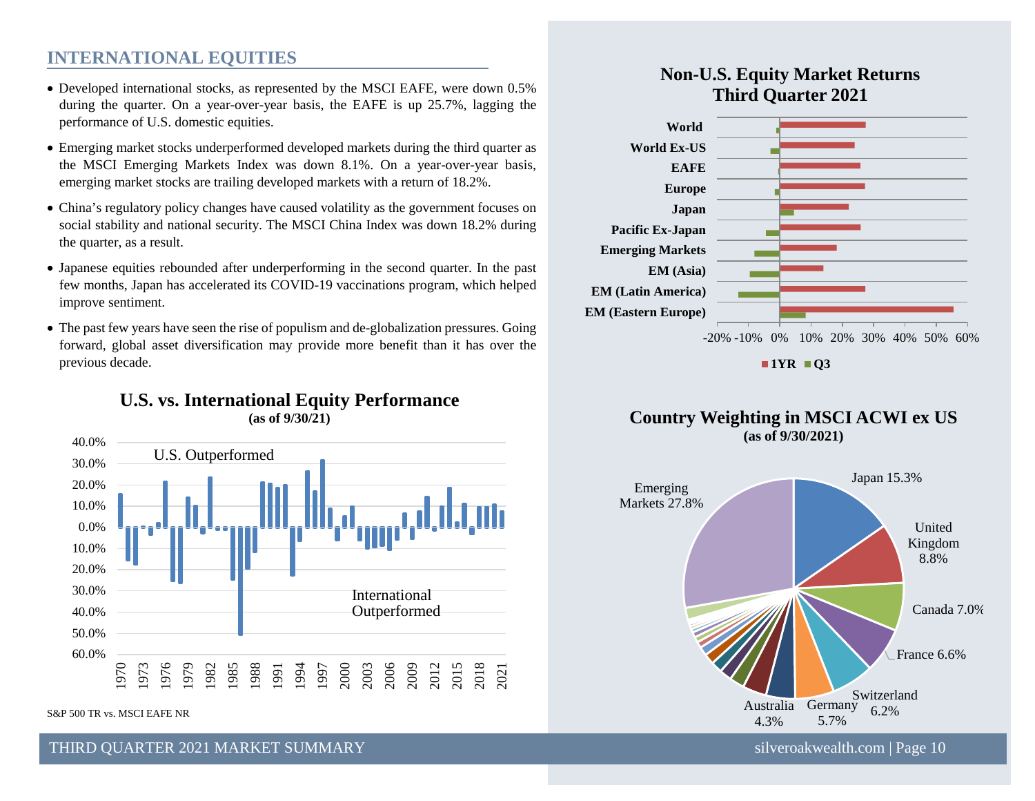## INTERNATIONAL EQUITIES

- Developed international stocks, as represented by the MSCI EAFE, were down 0.5% during the quarter. On a year-over-year basis, the EAFE is up 25.7%, lagging the performance of U.S. domestic equities.
- Emerging market stocks underperformed developed markets during the third quarter as the MSCI Emerging Markets Index was down 8.1%. On a year-over-year basis, emerging market stocks are trailing developed markets with a return of 18.2%.
- China's regulatory policy changes have caused volatility as the government focuses on social stability and national security. The MSCI China Index was down 18.2% during the quarter, as a result.
- Japanese equities rebounded after underperforming in the second quarter. In the past few months, Japan has accelerated its COVID-19 vaccinations program, which helped improve sentiment.
- The past few years have seen the rise of populism and de-globalization pressures. Going forward, global asset diversification may provide more benefit than it has over the previous decade.

**U.S. vs. International Equity Performance**
**(as of 9/30/21)**

S&P 500 TR vs. MSCI EAFE NR

**Non-U.S. Equity Market Returns Third Quarter 2021**

**Country Weighting in MSCI ACWI ex US**
**(as of 9/30/2021)**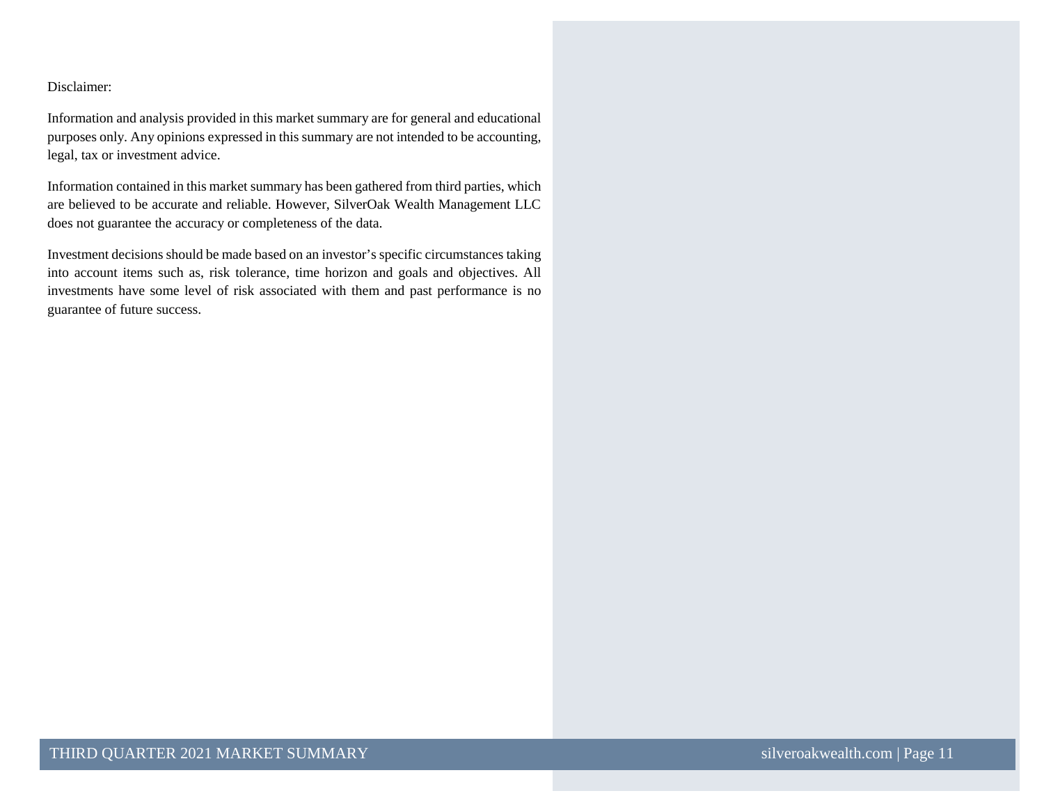Disclaimer:

Information and analysis provided in this market summary are for general and educational purposes only. Any opinions expressed in this summary are not intended to be accounting, legal, tax or investment advice.

Information contained in this market summary has been gathered from third parties, which are believed to be accurate and reliable. However, SilverOak Wealth Management LLC does not guarantee the accuracy or completeness of the data.

Investment decisions should be made based on an investor's specific circumstances taking into account items such as, risk tolerance, time horizon and goals and objectives. All investments have some level of risk associated with them and past performance is no guarantee of future success.